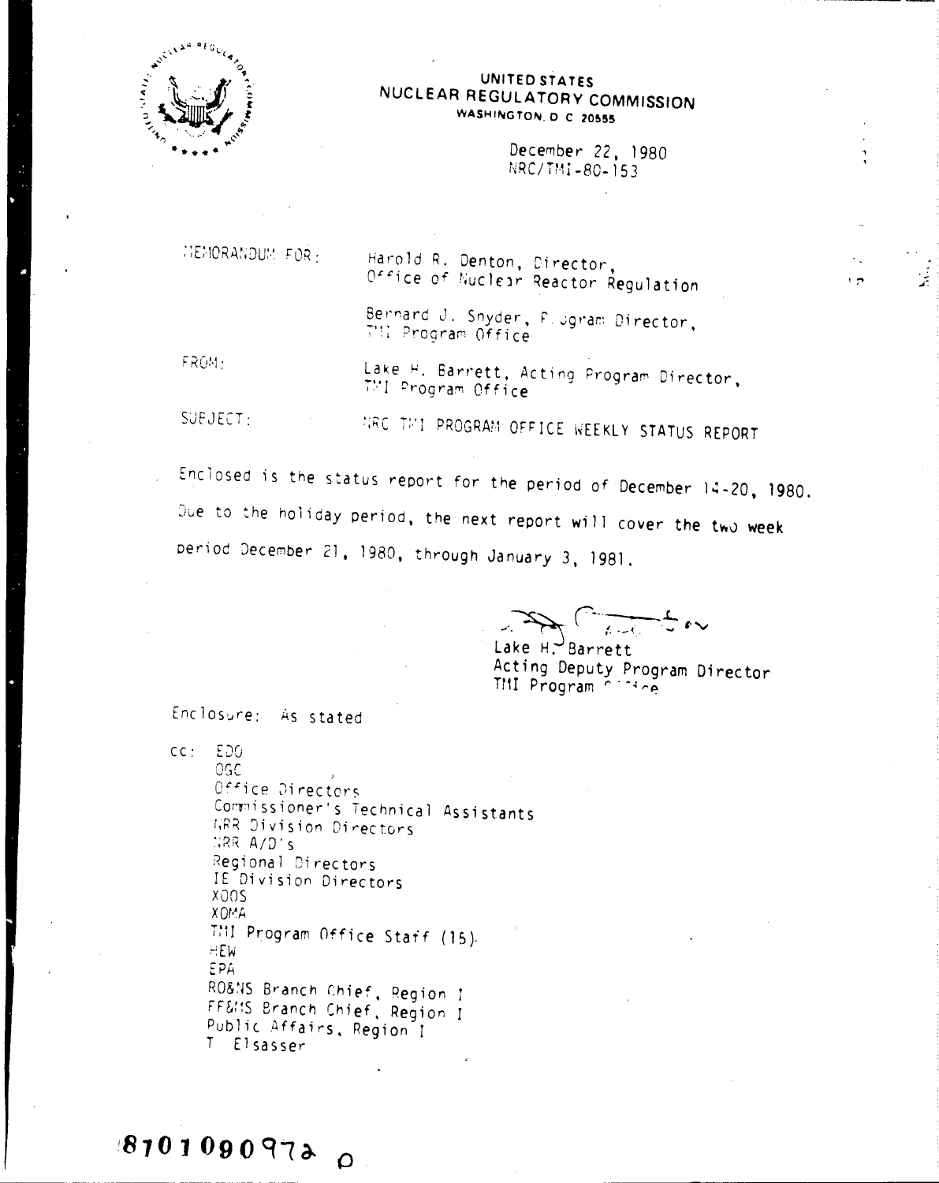UNITED STATES
NUCLEAR REGULATORY COMMISSION
WASHINGTON, D.C. 20555

December 22, 1980
NRC/TMI-80-153

MEMORANDUM FOR: Harold R. Denton, Director, Office of Nuclear Reactor Regulation

Bernard J. Snyder, Program Director, TMI Program Office

FROM: Lake H. Barrett, Acting Program Director, TMI Program Office

SUBJECT: NRC TMI PROGRAM OFFICE WEEKLY STATUS REPORT

Enclosed is the status report for the period of December 14-20, 1980. Due to the holiday period, the next report will cover the two week period December 21, 1980, through January 3, 1981.

Lake H. Barrett
Acting Deputy Program Director
TMI Program Office

Enclosure: As stated

cc: EDO
OGC
Office Directors
Commissioner's Technical Assistants
NRR Division Directors
NRR A/D's
Regional Directors
IE Division Directors
XOOS
XOMA
TMI Program Office Staff (15)
HEW
EPA
RO&NS Branch Chief, Region I
FF&MS Branch Chief, Region I
Public Affairs, Region I
T. Elsasser

8101090972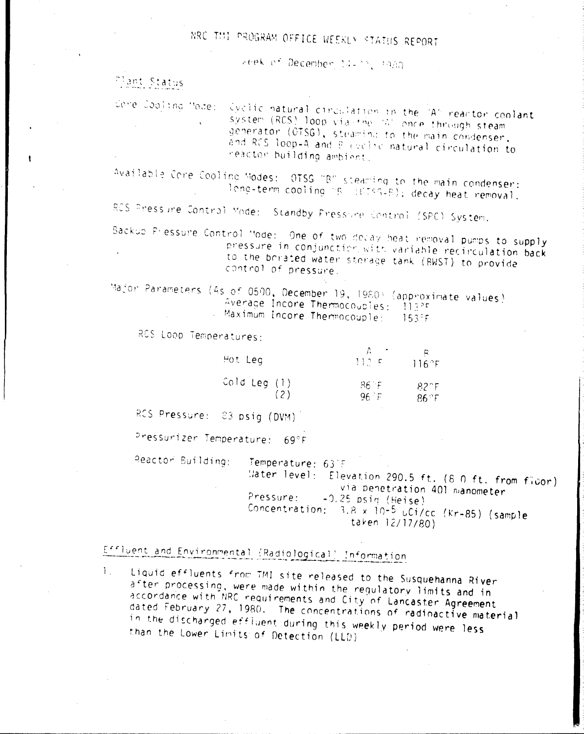# NRC TMI PROGRAM OFFICE WEEKLY STATUS REPORT

Week of December 14-20, 1980

## Plant Status

Core Cooling Mode: Cyclic natural circulation in the "A" reactor coolant system (RCS) loop via the "A" once through steam generator (OTSG), steaming to the main condenser, and RCS loop-A and B cyclic natural circulation to reactor building ambient.

Available Core Cooling Modes: OTSG "B" steaming to the main condenser; long-term cooling "B" (OTSG-B); decay heat removal.

RCS Pressure Control Mode: Standby Pressure Control (SPC) System.

Backup Pressure Control Mode: One of two decay heat removal pumps to supply pressure in conjunction with variable recirculation back to the borated water storage tank (BWST) to provide control of pressure.

Major Parameters (As of 0500, December 19, 1980) (approximate values)
- Average Incore Thermocouples: 113°F
- Maximum Incore Thermocouple: 153°F

RCS Loop Temperatures:

| | A | B |
|---|---|---|
| Hot Leg | 112°F | 116°F |
| Cold Leg (1) | 86°F | 82°F |
| (2) | 96°F | 86°F |

RCS Pressure: 83 psig (DVM)

Pressurizer Temperature: 69°F

Reactor Building:
- Temperature: 63°F
- Water level: Elevation 290.5 ft. (6.0 ft. from floor) via penetration 401 manometer
- Pressure: -0.25 psig (Heise)
- Concentration: $3.8 \times 10^{-5}$ uCi/cc (Kr-85) (sample taken 12/17/80)

## Effluent and Environmental (Radiological) Information

1. Liquid effluents from TMI site released to the Susquehanna River after processing, were made within the regulatory limits and in accordance with NRC requirements and City of Lancaster Agreement dated February 27, 1980. The concentrations of radioactive material in the discharged effluent during this weekly period were less than the Lower Limits of Detection (LLD)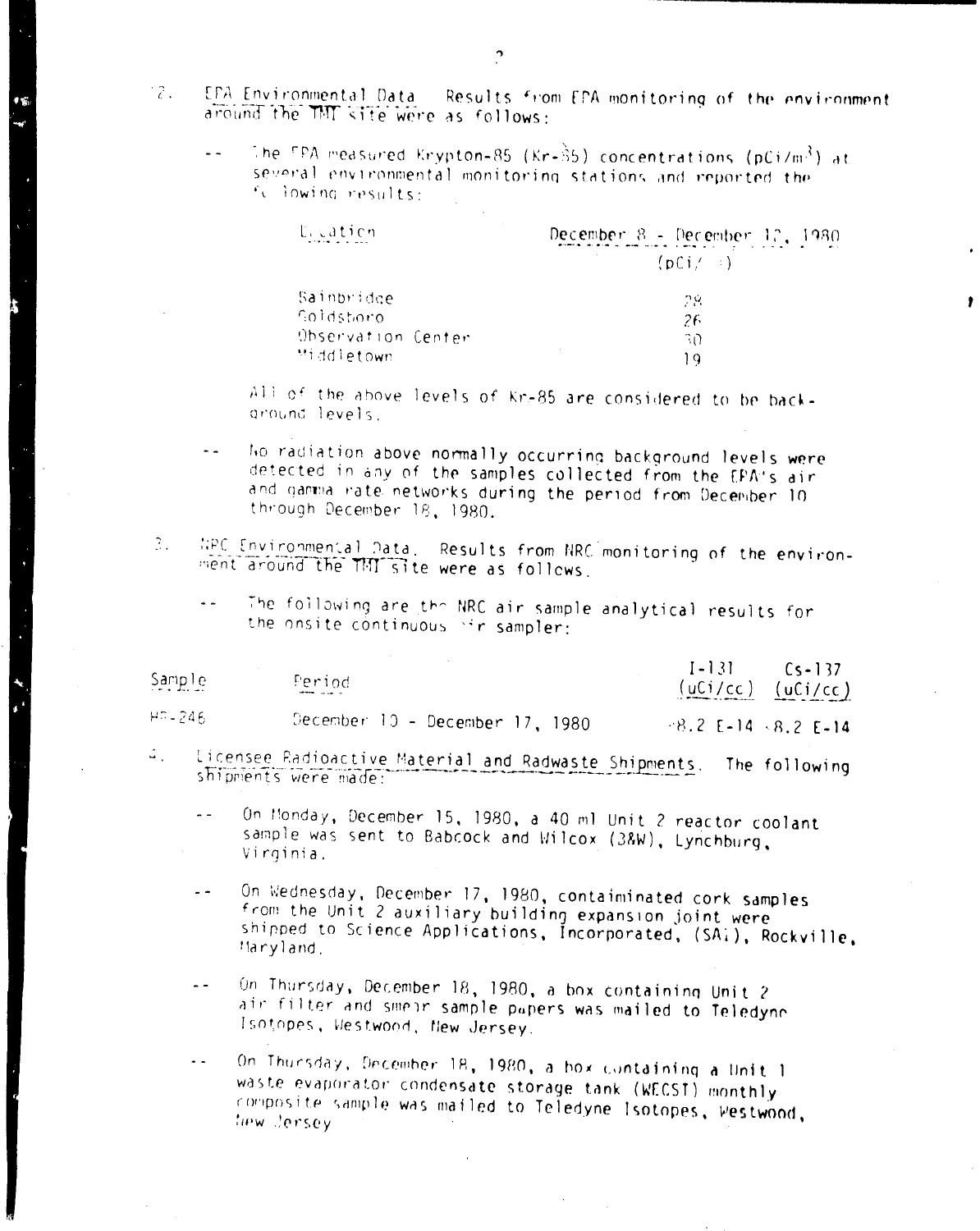2. EPA Environmental Data. Results from EPA monitoring of the environment around the TMI site were as follows:

-- The EPA measured Krypton-85 (Kr-85) concentrations ($pCi/m^3$) at several environmental monitoring stations and reported the following results:

| Location | December 8 - December 12, 1980 ($pCi/m^3$) |
|---|---|
| Bainbridge | 28 |
| Goldsboro | 26 |
| Observation Center | 30 |
| Middletown | 19 |

All of the above levels of Kr-85 are considered to be background levels.

-- No radiation above normally occurring background levels were detected in any of the samples collected from the EPA's air and gamma rate networks during the period from December 10 through December 18, 1980.

3. NRC Environmental Data. Results from NRC monitoring of the environment around the TMI site were as follows.

-- The following are the NRC air sample analytical results for the onsite continuous air sampler:

| Sample | Period | I-131 (uCi/cc) | Cs-137 (uCi/cc) |
|---|---|---|---|
| HP-246 | December 10 - December 17, 1980 | <8.2 E-14 | <8.2 E-14 |

4. Licensee Radioactive Material and Radwaste Shipments. The following shipments were made:

-- On Monday, December 15, 1980, a 40 ml Unit 2 reactor coolant sample was sent to Babcock and Wilcox (B&W), Lynchburg, Virginia.

-- On Wednesday, December 17, 1980, contaiminated cork samples from the Unit 2 auxiliary building expansion joint were shipped to Science Applications, Incorporated, (SAI), Rockville, Maryland.

-- On Thursday, December 18, 1980, a box containing Unit 2 air filter and smear sample papers was mailed to Teledyne Isotopes, Westwood, New Jersey.

-- On Thursday, December 18, 1980, a box containing a Unit 1 waste evaporator condensate storage tank (WECST) monthly composite sample was mailed to Teledyne Isotopes, Westwood, New Jersey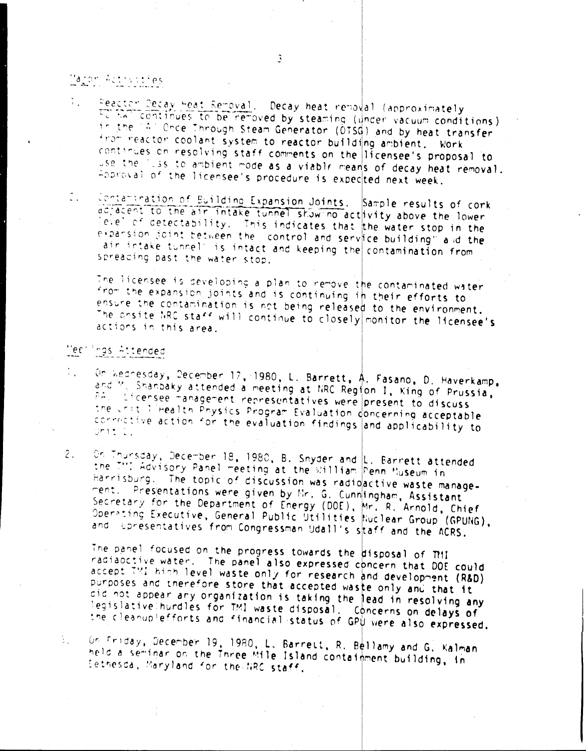## Major Activities

1. Reactor Decay Heat Removal. Decay heat removal (approximately 70 kW) continues to be removed by steaming (under vacuum conditions) in the "A" Once Through Steam Generator (OTSG) and by heat transfer from reactor coolant system to reactor building ambient. Work continues on resolving staff comments on the licensee's proposal to use the loss to ambient mode as a viable means of decay heat removal. Approval of the licensee's procedure is expected next week.

2. Contamination of Building Expansion Joints. Sample results of cork adjacent to the air intake tunnel show no activity above the lower level of detectability. This indicates that the water stop in the expansion joint between the "control and service building" and the "air intake tunnel" is intact and keeping the contamination from spreading past the water stop.

   The licensee is developing a plan to remove the contaminated water from the expansion joints and is continuing in their efforts to ensure the contamination is not being released to the environment. The onsite NRC staff will continue to closely monitor the licensee's actions in this area.

## Meetings Attended

1. On Wednesday, December 17, 1980, L. Barrett, A. Fasano, D. Haverkamp, and M. Shanbaky attended a meeting at NRC Region I, King of Prussia, PA. Licensee management representatives were present to discuss the Unit 1 Health Physics Program Evaluation concerning acceptable corrective action for the evaluation findings and applicability to Unit 2.

2. On Thursday, December 18, 1980, B. Snyder and L. Barrett attended the TMI Advisory Panel meeting at the William Penn Museum in Harrisburg. The topic of discussion was radioactive waste management. Presentations were given by Mr. G. Cunningham, Assistant Secretary for the Department of Energy (DOE), Mr. R. Arnold, Chief Operating Executive, General Public Utilities Nuclear Group (GPUNG), and representatives from Congressman Udall's staff and the ACRS.

   The panel focused on the progress towards the disposal of TMI radioactive water. The panel also expressed concern that DOE could accept TMI high level waste only for research and development (R&D) purposes and therefore store that accepted waste only and that it did not appear any organization is taking the lead in resolving any legislative hurdles for TMI waste disposal. Concerns on delays of the cleanup efforts and financial status of GPU were also expressed.

3. On Friday, December 19, 1980, L. Barrett, R. Bellamy and G. Kalman held a seminar on the Three Mile Island containment building, in Bethesda, Maryland for the NRC staff.